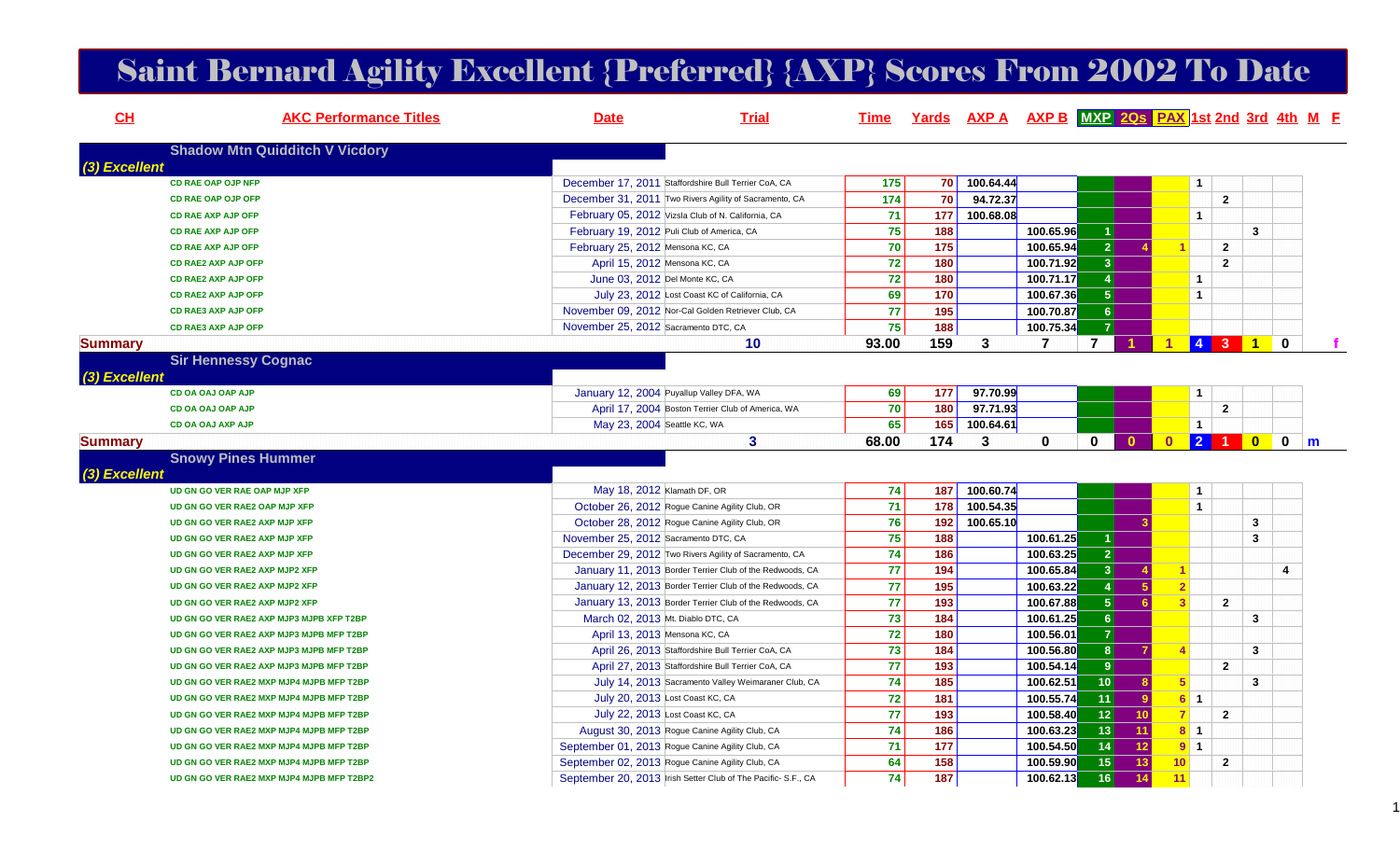# Saint Bernard Agility Excellent {Preferred} {AXP} Scores From 2002 To Date

| CH | AKC Performance Titles | Date | Trial | Time | Yards | AXP A | AXP B | MXP | 2Qs | PAX | 1st | 2nd | 3rd | 4th | M | F |
|---|---|---|---|---|---|---|---|---|---|---|---|---|---|---|---|---|
| | **Shadow Mtn Quidditch V Vicdory** | | | | | | | | | | | | | | | |
| *(3) Excellent* | | | | | | | | | | | | | | | | |
| | CD RAE OAP OJP NFP | December 17, 2011 | Staffordshire Bull Terrier CoA, CA | 175 | 70 | 100.64.44 | | | | | 1 | | | | | |
| | CD RAE OAP OJP OFP | December 31, 2011 | Two Rivers Agility of Sacramento, CA | 174 | 70 | 94.72.37 | | | | | | 2 | | | | |
| | CD RAE AXP AJP OFP | February 05, 2012 | Vizsla Club of N. California, CA | 71 | 177 | 100.68.08 | | | | | 1 | | | | | |
| | CD RAE AXP AJP OFP | February 19, 2012 | Puli Club of America, CA | 75 | 188 | | 100.65.96 | 1 | | | | | 3 | | | |
| | CD RAE AXP AJP OFP | February 25, 2012 | Mensona KC, CA | 70 | 175 | | 100.65.94 | 2 | 4 | 1 | | 2 | | | | |
| | CD RAE2 AXP AJP OFP | April 15, 2012 | Mensona KC, CA | 72 | 180 | | 100.71.92 | 3 | | | | 2 | | | | |
| | CD RAE2 AXP AJP OFP | June 03, 2012 | Del Monte KC, CA | 72 | 180 | | 100.71.17 | 4 | | | 1 | | | | | |
| | CD RAE2 AXP AJP OFP | July 23, 2012 | Lost Coast KC of California, CA | 69 | 170 | | 100.67.36 | 5 | | | 1 | | | | | |
| | CD RAE3 AXP AJP OFP | November 09, 2012 | Nor-Cal Golden Retriever Club, CA | 77 | 195 | | 100.70.87 | 6 | | | | | | | | |
| | CD RAE3 AXP AJP OFP | November 25, 2012 | Sacramento DTC, CA | 75 | 188 | | 100.75.34 | 7 | | | | | | | | |
| **Summary** | | | 10 | 93.00 | 159 | 3 | 7 | 7 | 1 | 1 | 4 | 3 | 1 | 0 | | f |
| | **Sir Hennessy Cognac** | | | | | | | | | | | | | | | |
| *(3) Excellent* | | | | | | | | | | | | | | | | |
| | CD OA OAJ OAP AJP | January 12, 2004 | Puyallup Valley DFA, WA | 69 | 177 | 97.70.99 | | | | | 1 | | | | | |
| | CD OA OAJ OAP AJP | April 17, 2004 | Boston Terrier Club of America, WA | 70 | 180 | 97.71.93 | | | | | | 2 | | | | |
| | CD OA OAJ AXP AJP | May 23, 2004 | Seattle KC, WA | 65 | 165 | 100.64.61 | | | | | 1 | | | | | |
| **Summary** | | | 3 | 68.00 | 174 | 3 | 0 | 0 | 0 | 0 | 2 | 1 | 0 | 0 | m | |
| | **Snowy Pines Hummer** | | | | | | | | | | | | | | | |
| *(3) Excellent* | | | | | | | | | | | | | | | | |
| | UD GN GO VER RAE OAP MJP XFP | May 18, 2012 | Klamath DF, OR | 74 | 187 | 100.60.74 | | | | | 1 | | | | | |
| | UD GN GO VER RAE2 OAP MJP XFP | October 26, 2012 | Rogue Canine Agility Club, OR | 71 | 178 | 100.54.35 | | | | | 1 | | | | | |
| | UD GN GO VER RAE2 AXP MJP XFP | October 28, 2012 | Rogue Canine Agility Club, OR | 76 | 192 | 100.65.10 | | | 3 | | | | 3 | | | |
| | UD GN GO VER RAE2 AXP MJP XFP | November 25, 2012 | Sacramento DTC, CA | 75 | 188 | | 100.61.25 | 1 | | | | | 3 | | | |
| | UD GN GO VER RAE2 AXP MJP XFP | December 29, 2012 | Two Rivers Agility of Sacramento, CA | 74 | 186 | | 100.63.25 | 2 | | | | | | | | |
| | UD GN GO VER RAE2 AXP MJP2 XFP | January 11, 2013 | Border Terrier Club of the Redwoods, CA | 77 | 194 | | 100.65.84 | 3 | 4 | 1 | | | | 4 | | |
| | UD GN GO VER RAE2 AXP MJP2 XFP | January 12, 2013 | Border Terrier Club of the Redwoods, CA | 77 | 195 | | 100.63.22 | 4 | 5 | 2 | | | | | | |
| | UD GN GO VER RAE2 AXP MJP2 XFP | January 13, 2013 | Border Terrier Club of the Redwoods, CA | 77 | 193 | | 100.67.88 | 5 | 6 | 3 | | 2 | | | | |
| | UD GN GO VER RAE2 AXP MJP3 MJPB XFP T2BP | March 02, 2013 | Mt. Diablo DTC, CA | 73 | 184 | | 100.61.25 | 6 | | | | | 3 | | | |
| | UD GN GO VER RAE2 AXP MJP3 MJPB MFP T2BP | April 13, 2013 | Mensona KC, CA | 72 | 180 | | 100.56.01 | 7 | | | | | | | | |
| | UD GN GO VER RAE2 AXP MJP3 MJPB MFP T2BP | April 26, 2013 | Staffordshire Bull Terrier CoA, CA | 73 | 184 | | 100.56.80 | 8 | 7 | 4 | | | 3 | | | |
| | UD GN GO VER RAE2 AXP MJP3 MJPB MFP T2BP | April 27, 2013 | Staffordshire Bull Terrier CoA, CA | 77 | 193 | | 100.54.14 | 9 | | | | 2 | | | | |
| | UD GN GO VER RAE2 AXP MJP4 MJPB MFP T2BP | July 14, 2013 | Sacramento Valley Weimaraner Club, CA | 74 | 185 | | 100.62.51 | 10 | 8 | 5 | | | 3 | | | |
| | UD GN GO VER RAE2 MXP MJP4 MJPB MFP T2BP | July 20, 2013 | Lost Coast KC, CA | 72 | 181 | | 100.55.74 | 11 | 9 | 6 | 1 | | | | | |
| | UD GN GO VER RAE2 MXP MJP4 MJPB MFP T2BP | July 22, 2013 | Lost Coast KC, CA | 77 | 193 | | 100.58.40 | 12 | 10 | 7 | | 2 | | | | |
| | UD GN GO VER RAE2 MXP MJP4 MJPB MFP T2BP | August 30, 2013 | Rogue Canine Agility Club, CA | 74 | 186 | | 100.63.23 | 13 | 11 | 8 | 1 | | | | | |
| | UD GN GO VER RAE2 MXP MJP4 MJPB MFP T2BP | September 01, 2013 | Rogue Canine Agility Club, CA | 71 | 177 | | 100.54.50 | 14 | 12 | 9 | 1 | | | | | |
| | UD GN GO VER RAE2 MXP MJP4 MJPB MFP T2BP | September 02, 2013 | Rogue Canine Agility Club, CA | 64 | 158 | | 100.59.90 | 15 | 13 | 10 | | 2 | | | | |
| | UD GN GO VER RAE2 MXP MJP4 MJPB MFP T2BP2 | September 20, 2013 | Irish Setter Club of The Pacific- S.F., CA | 74 | 187 | | 100.62.13 | 16 | 14 | 11 | | | | | | |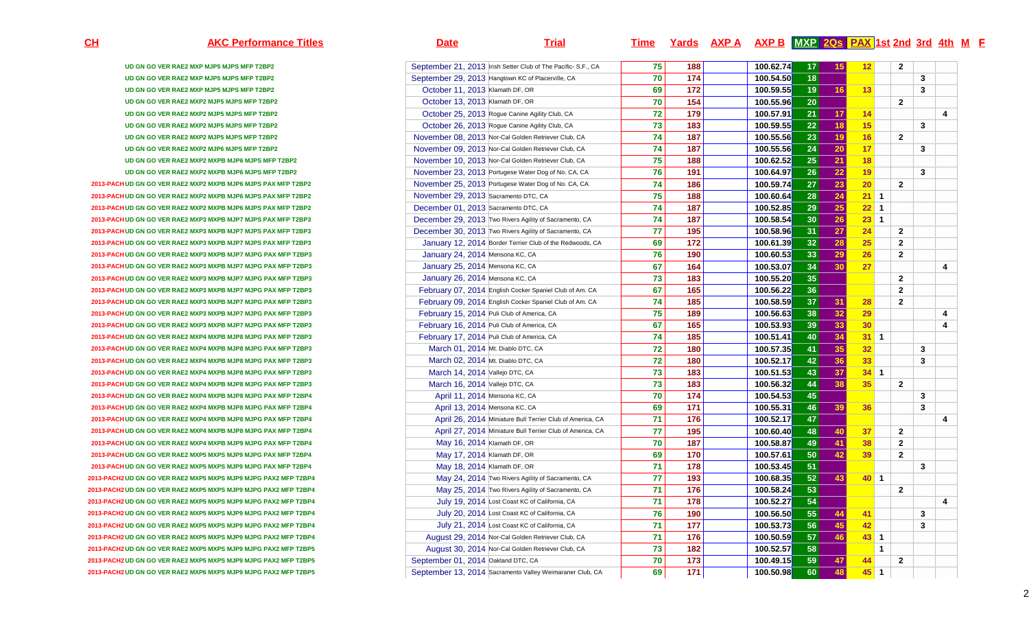| CH | AKC Performance Titles | Date | Trial | Time | Yards | AXP A | AXP B | MXP | 2Qs | PAX | 1st | 2nd | 3rd | 4th | M | F |
|---|---|---|---|---|---|---|---|---|---|---|---|---|---|---|---|---|
| | UD GN GO VER RAE2 MXP MJP5 MJPS MFP T2BP2 | September 21, 2013 | Irish Setter Club of The Pacific- S.F., CA | 75 | 188 | | 100.62.74 | 17 | 15 | 12 | | 2 | | | | |
| | UD GN GO VER RAE2 MXP MJP5 MJPS MFP T2BP2 | September 29, 2013 | Hangtown KC of Placerville, CA | 70 | 174 | | 100.54.50 | 18 | | | | | 3 | | | |
| | UD GN GO VER RAE2 MXP MJP5 MJPS MFP T2BP2 | October 11, 2013 | Klamath DF, OR | 69 | 172 | | 100.59.55 | 19 | 16 | 13 | | | 3 | | | |
| | UD GN GO VER RAE2 MXP2 MJP5 MJPS MFP T2BP2 | October 13, 2013 | Klamath DF, OR | 70 | 154 | | 100.55.96 | 20 | | | | 2 | | | | |
| | UD GN GO VER RAE2 MXP2 MJP5 MJPS MFP T2BP2 | October 25, 2013 | Rogue Canine Agility Club, CA | 72 | 179 | | 100.57.91 | 21 | 17 | 14 | | | | 4 | | |
| | UD GN GO VER RAE2 MXP2 MJP5 MJPS MFP T2BP2 | October 26, 2013 | Rogue Canine Agility Club, CA | 73 | 183 | | 100.59.55 | 22 | 18 | 15 | | | 3 | | | |
| | UD GN GO VER RAE2 MXP2 MJP5 MJPS MFP T2BP2 | November 08, 2013 | Nor-Cal Golden Retriever Club, CA | 74 | 187 | | 100.55.56 | 23 | 19 | 16 | | 2 | | | | |
| | UD GN GO VER RAE2 MXP2 MJP6 MJPS MFP T2BP2 | November 09, 2013 | Nor-Cal Golden Retriever Club, CA | 74 | 187 | | 100.55.56 | 24 | 20 | 17 | | | 3 | | | |
| | UD GN GO VER RAE2 MXP2 MXPB MJP6 MJPS MFP T2BP2 | November 10, 2013 | Nor-Cal Golden Retriever Club, CA | 75 | 188 | | 100.62.52 | 25 | 21 | 18 | | | | | | |
| | UD GN GO VER RAE2 MXP2 MXPB MJP6 MJPS MFP T2BP2 | November 23, 2013 | Portugese Water Dog of No. CA, CA | 76 | 191 | | 100.64.97 | 26 | 22 | 19 | | | 3 | | | |
| 2013-PACH | UD GN GO VER RAE2 MXP2 MXPB MJP6 MJPS PAX MFP T2BP2 | November 25, 2013 | Portugese Water Dog of No. CA, CA | 74 | 186 | | 100.59.74 | 27 | 23 | 20 | | 2 | | | | |
| 2013-PACH | UD GN GO VER RAE2 MXP2 MXPB MJP6 MJPS PAX MFP T2BP2 | November 29, 2013 | Sacramento DTC, CA | 75 | 188 | | 100.60.64 | 28 | 24 | 21 | 1 | | | | | |
| 2013-PACH | UD GN GO VER RAE2 MXP2 MXPB MJP6 MJPS PAX MFP T2BP2 | December 01, 2013 | Sacramento DTC, CA | 74 | 187 | | 100.52.85 | 29 | 25 | 22 | 1 | | | | | |
| 2013-PACH | UD GN GO VER RAE2 MXP3 MXPB MJP7 MJPS PAX MFP T2BP3 | December 29, 2013 | Two Rivers Agility of Sacramento, CA | 74 | 187 | | 100.58.54 | 30 | 26 | 23 | 1 | | | | | |
| 2013-PACH | UD GN GO VER RAE2 MXP3 MXPB MJP7 MJPS PAX MFP T2BP3 | December 30, 2013 | Two Rivers Agility of Sacramento, CA | 77 | 195 | | 100.58.96 | 31 | 27 | 24 | | 2 | | | | |
| 2013-PACH | UD GN GO VER RAE2 MXP3 MXPB MJP7 MJPS PAX MFP T2BP3 | January 12, 2014 | Border Terrier Club of the Redwoods, CA | 69 | 172 | | 100.61.39 | 32 | 28 | 25 | | 2 | | | | |
| 2013-PACH | UD GN GO VER RAE2 MXP3 MXPB MJP7 MJPG PAX MFP T2BP3 | January 24, 2014 | Mensona KC, CA | 76 | 190 | | 100.60.53 | 33 | 29 | 26 | | 2 | | | | |
| 2013-PACH | UD GN GO VER RAE2 MXP3 MXPB MJP7 MJPG PAX MFP T2BP3 | January 25, 2014 | Mensona KC, CA | 67 | 164 | | 100.53.07 | 34 | 30 | 27 | | | | 4 | | |
| 2013-PACH | UD GN GO VER RAE2 MXP3 MXPB MJP7 MJPG PAX MFP T2BP3 | January 26, 2014 | Mensona KC, CA | 73 | 183 | | 100.55.20 | 35 | | | | 2 | | | | |
| 2013-PACH | UD GN GO VER RAE2 MXP3 MXPB MJP7 MJPG PAX MFP T2BP3 | February 07, 2014 | English Cocker Spaniel Club of Am. CA | 67 | 165 | | 100.56.22 | 36 | | | | 2 | | | | |
| 2013-PACH | UD GN GO VER RAE2 MXP3 MXPB MJP7 MJPG PAX MFP T2BP3 | February 09, 2014 | English Cocker Spaniel Club of Am. CA | 74 | 185 | | 100.58.59 | 37 | 31 | 28 | | 2 | | | | |
| 2013-PACH | UD GN GO VER RAE2 MXP3 MXPB MJP7 MJPG PAX MFP T2BP3 | February 15, 2014 | Puli Club of America, CA | 75 | 189 | | 100.56.63 | 38 | 32 | 29 | | | | 4 | | |
| 2013-PACH | UD GN GO VER RAE2 MXP3 MXPB MJP7 MJPG PAX MFP T2BP3 | February 16, 2014 | Puli Club of America, CA | 67 | 165 | | 100.53.93 | 39 | 33 | 30 | | | | 4 | | |
| 2013-PACH | UD GN GO VER RAE2 MXP4 MXPB MJP8 MJPG PAX MFP T2BP3 | February 17, 2014 | Puli Club of America, CA | 74 | 185 | | 100.51.41 | 40 | 34 | 31 | 1 | | | | | |
| 2013-PACH | UD GN GO VER RAE2 MXP4 MXPB MJP8 MJPG PAX MFP T2BP3 | March 01, 2014 | Mt. Diablo DTC, CA | 72 | 180 | | 100.57.35 | 41 | 35 | 32 | | | 3 | | | |
| 2013-PACH | UD GN GO VER RAE2 MXP4 MXPB MJP8 MJPG PAX MFP T2BP3 | March 02, 2014 | Mt. Diablo DTC, CA | 72 | 180 | | 100.52.17 | 42 | 36 | 33 | | | 3 | | | |
| 2013-PACH | UD GN GO VER RAE2 MXP4 MXPB MJP8 MJPG PAX MFP T2BP3 | March 14, 2014 | Vallejo DTC, CA | 73 | 183 | | 100.51.53 | 43 | 37 | 34 | 1 | | | | | |
| 2013-PACH | UD GN GO VER RAE2 MXP4 MXPB MJP8 MJPG PAX MFP T2BP3 | March 16, 2014 | Vallejo DTC, CA | 73 | 183 | | 100.56.32 | 44 | 38 | 35 | | 2 | | | | |
| 2013-PACH | UD GN GO VER RAE2 MXP4 MXPB MJP8 MJPG PAX MFP T2BP4 | April 11, 2014 | Mensona KC, CA | 70 | 174 | | 100.54.53 | 45 | | | | | 3 | | | |
| 2013-PACH | UD GN GO VER RAE2 MXP4 MXPB MJP8 MJPG PAX MFP T2BP4 | April 13, 2014 | Mensona KC, CA | 69 | 171 | | 100.55.31 | 46 | 39 | 36 | | | 3 | | | |
| 2013-PACH | UD GN GO VER RAE2 MXP4 MXPB MJP8 MJPG PAX MFP T2BP4 | April 26, 2014 | Miniature Bull Terrier Club of America, CA | 71 | 176 | | 100.52.17 | 47 | | | | | | 4 | | |
| 2013-PACH | UD GN GO VER RAE2 MXP4 MXPB MJP8 MJPG PAX MFP T2BP4 | April 27, 2014 | Miniature Bull Terrier Club of America, CA | 77 | 195 | | 100.60.40 | 48 | 40 | 37 | | 2 | | | | |
| 2013-PACH | UD GN GO VER RAE2 MXP4 MXPB MJP9 MJPG PAX MFP T2BP4 | May 16, 2014 | Klamath DF, OR | 70 | 187 | | 100.58.87 | 49 | 41 | 38 | | 2 | | | | |
| 2013-PACH | UD GN GO VER RAE2 MXP5 MXPB MJP9 MJPG PAX MFP T2BP4 | May 17, 2014 | Klamath DF, OR | 69 | 170 | | 100.57.61 | 50 | 42 | 39 | | 2 | | | | |
| 2013-PACH | UD GN GO VER RAE2 MXP5 MXPB MJP9 MJPG PAX MFP T2BP4 | May 18, 2014 | Klamath DF, OR | 71 | 178 | | 100.53.45 | 51 | | | | | 3 | | | |
| 2013-PACH2 | UD GN GO VER RAE2 MXP5 MXPS MJP9 MJPG PAX2 MFP T2BP4 | May 24, 2014 | Two Rivers Agility of Sacramento, CA | 77 | 193 | | 100.68.35 | 52 | 43 | 40 | 1 | | | | | |
| 2013-PACH2 | UD GN GO VER RAE2 MXP5 MXPS MJP9 MJPG PAX2 MFP T2BP4 | May 25, 2014 | Two Rivers Agility of Sacramento, CA | 71 | 176 | | 100.58.24 | 53 | | | | 2 | | | | |
| 2013-PACH2 | UD GN GO VER RAE2 MXP5 MXPS MJP9 MJPG PAX2 MFP T2BP4 | July 19, 2014 | Lost Coast KC of California, CA | 71 | 178 | | 100.52.27 | 54 | | | | | | 4 | | |
| 2013-PACH2 | UD GN GO VER RAE2 MXP5 MXPS MJP9 MJPG PAX2 MFP T2BP4 | July 20, 2014 | Lost Coast KC of California, CA | 76 | 190 | | 100.56.50 | 55 | 44 | 41 | | | 3 | | | |
| 2013-PACH2 | UD GN GO VER RAE2 MXP5 MXPS MJP9 MJPG PAX2 MFP T2BP4 | July 21, 2014 | Lost Coast KC of California, CA | 71 | 177 | | 100.53.73 | 56 | 45 | 42 | | | 3 | | | |
| 2013-PACH2 | UD GN GO VER RAE2 MXP5 MXPS MJP9 MJPG PAX2 MFP T2BP4 | August 29, 2014 | Nor-Cal Golden Retriever Club, CA | 71 | 176 | | 100.50.59 | 57 | 46 | 43 | 1 | | | | | |
| 2013-PACH2 | UD GN GO VER RAE2 MXP5 MXPS MJP9 MJPG PAX2 MFP T2BP5 | August 30, 2014 | Nor-Cal Golden Retriever Club, CA | 73 | 182 | | 100.52.57 | 58 | | | 1 | | | | | |
| 2013-PACH2 | UD GN GO VER RAE2 MXP5 MXPS MJP9 MJPG PAX2 MFP T2BP5 | September 01, 2014 | Oakland DTC, CA | 70 | 173 | | 100.49.15 | 59 | 47 | 44 | | 2 | | | | |
| 2013-PACH2 | UD GN GO VER RAE2 MXP6 MXPS MJP9 MJPG PAX2 MFP T2BP5 | September 13, 2014 | Sacramento Valley Weimaraner Club, CA | 69 | 171 | | 100.50.98 | 60 | 48 | 45 | 1 | | | | | |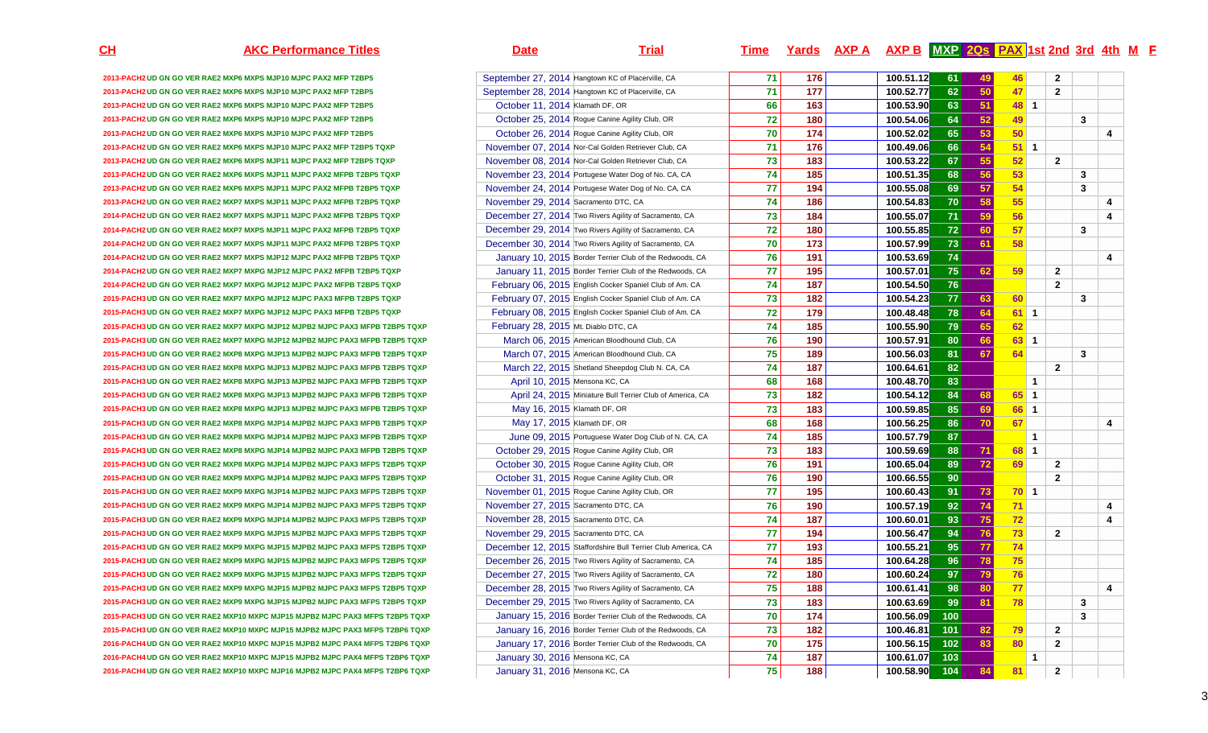| CH | AKC Performance Titles | Date | Trial | Time | Yards | AXP A | AXP B | MXP | 2Qs | PAX | 1st | 2nd | 3rd | 4th | M | F |
|---|---|---|---|---|---|---|---|---|---|---|---|---|---|---|---|---|
| 2013-PACH2 | UD GN GO VER RAE2 MXP6 MXPS MJP10 MJPC PAX2 MFP T2BP5 | September 27, 2014 | Hangtown KC of Placerville, CA | 71 | 176 | | 100.51.12 | 61 | 49 | 46 | | 2 | | | | |
| 2013-PACH2 | UD GN GO VER RAE2 MXP6 MXPS MJP10 MJPC PAX2 MFP T2BP5 | September 28, 2014 | Hangtown KC of Placerville, CA | 71 | 177 | | 100.52.77 | 62 | 50 | 47 | | 2 | | | | |
| 2013-PACH2 | UD GN GO VER RAE2 MXP6 MXPS MJP10 MJPC PAX2 MFP T2BP5 | October 11, 2014 | Klamath DF, OR | 66 | 163 | | 100.53.90 | 63 | 51 | 48 | 1 | | | | | |
| 2013-PACH2 | UD GN GO VER RAE2 MXP6 MXPS MJP10 MJPC PAX2 MFP T2BP5 | October 25, 2014 | Rogue Canine Agility Club, OR | 72 | 180 | | 100.54.06 | 64 | 52 | 49 | | | 3 | | | |
| 2013-PACH2 | UD GN GO VER RAE2 MXP6 MXPS MJP10 MJPC PAX2 MFP T2BP5 | October 26, 2014 | Rogue Canine Agility Club, OR | 70 | 174 | | 100.52.02 | 65 | 53 | 50 | | | | 4 | | |
| 2013-PACH2 | UD GN GO VER RAE2 MXP6 MXPS MJP10 MJPC PAX2 MFP T2BP5 TQXP | November 07, 2014 | Nor-Cal Golden Retriever Club, CA | 71 | 176 | | 100.49.06 | 66 | 54 | 51 | 1 | | | | | |
| 2013-PACH2 | UD GN GO VER RAE2 MXP6 MXPS MJP11 MJPC PAX2 MFP T2BP5 TQXP | November 08, 2014 | Nor-Cal Golden Retriever Club, CA | 73 | 183 | | 100.53.22 | 67 | 55 | 52 | | 2 | | | | |
| 2013-PACH2 | UD GN GO VER RAE2 MXP6 MXPS MJP11 MJPC PAX2 MFPB T2BP5 TQXP | November 23, 2014 | Portugese Water Dog of No. CA, CA | 74 | 185 | | 100.51.35 | 68 | 56 | 53 | | | 3 | | | |
| 2013-PACH2 | UD GN GO VER RAE2 MXP6 MXPS MJP11 MJPC PAX2 MFPB T2BP5 TQXP | November 24, 2014 | Portugese Water Dog of No. CA, CA | 77 | 194 | | 100.55.08 | 69 | 57 | 54 | | | 3 | | | |
| 2013-PACH2 | UD GN GO VER RAE2 MXP7 MXPS MJP11 MJPC PAX2 MFPB T2BP5 TQXP | November 29, 2014 | Sacramento DTC, CA | 74 | 186 | | 100.54.83 | 70 | 58 | 55 | | | | 4 | | |
| 2014-PACH2 | UD GN GO VER RAE2 MXP7 MXPS MJP11 MJPC PAX2 MFPB T2BP5 TQXP | December 27, 2014 | Two Rivers Agility of Sacramento, CA | 73 | 184 | | 100.55.07 | 71 | 59 | 56 | | | | 4 | | |
| 2014-PACH2 | UD GN GO VER RAE2 MXP7 MXPS MJP11 MJPC PAX2 MFPB T2BP5 TQXP | December 29, 2014 | Two Rivers Agility of Sacramento, CA | 72 | 180 | | 100.55.85 | 72 | 60 | 57 | | | 3 | | | |
| 2014-PACH2 | UD GN GO VER RAE2 MXP7 MXPS MJP11 MJPC PAX2 MFPB T2BP5 TQXP | December 30, 2014 | Two Rivers Agility of Sacramento, CA | 70 | 173 | | 100.57.99 | 73 | 61 | 58 | | | | | | |
| 2014-PACH2 | UD GN GO VER RAE2 MXP7 MXPS MJP12 MJPC PAX2 MFPB T2BP5 TQXP | January 10, 2015 | Border Terrier Club of the Redwoods, CA | 76 | 191 | | 100.53.69 | 74 | | | | | | 4 | | |
| 2014-PACH2 | UD GN GO VER RAE2 MXP7 MXPS MJP12 MJPC PAX2 MFPB T2BP5 TQXP | January 11, 2015 | Border Terrier Club of the Redwoods, CA | 77 | 195 | | 100.57.01 | 75 | 62 | 59 | | 2 | | | | |
| 2014-PACH2 | UD GN GO VER RAE2 MXP7 MXPG MJP12 MJPC PAX2 MFPB T2BP5 TQXP | February 06, 2015 | English Cocker Spaniel Club of Am. CA | 74 | 187 | | 100.54.50 | 76 | | | | 2 | | | | |
| 2015-PACH3 | UD GN GO VER RAE2 MXP7 MXPG MJP12 MJPC PAX3 MFPB T2BP5 TQXP | February 07, 2015 | English Cocker Spaniel Club of Am. CA | 73 | 182 | | 100.54.23 | 77 | 63 | 60 | | | 3 | | | |
| 2015-PACH3 | UD GN GO VER RAE2 MXP7 MXPG MJP12 MJPC PAX3 MFPB T2BP5 TQXP | February 08, 2015 | English Cocker Spaniel Club of Am. CA | 72 | 179 | | 100.48.48 | 78 | 64 | 61 | 1 | | | | | |
| 2015-PACH3 | UD GN GO VER RAE2 MXP7 MXPG MJP12 MJPB2 MJPC PAX3 MFPB T2BP5 TQXP | February 28, 2015 | Mt. Diablo DTC, CA | 74 | 185 | | 100.55.90 | 79 | 65 | 62 | | | | | | |
| 2015-PACH3 | UD GN GO VER RAE2 MXP7 MXPG MJP12 MJPB2 MJPC PAX3 MFPB T2BP5 TQXP | March 06, 2015 | American Bloodhound Club, CA | 76 | 190 | | 100.57.91 | 80 | 66 | 63 | 1 | | | | | |
| 2015-PACH3 | UD GN GO VER RAE2 MXP8 MXPG MJP13 MJPB2 MJPC PAX3 MFPB T2BP5 TQXP | March 07, 2015 | American Bloodhound Club, CA | 75 | 189 | | 100.56.03 | 81 | 67 | 64 | | | 3 | | | |
| 2015-PACH3 | UD GN GO VER RAE2 MXP8 MXPG MJP13 MJPB2 MJPC PAX3 MFPB T2BP5 TQXP | March 22, 2015 | Shetland Sheepdog Club N. CA, CA | 74 | 187 | | 100.64.61 | 82 | | | | 2 | | | | |
| 2015-PACH3 | UD GN GO VER RAE2 MXP8 MXPG MJP13 MJPB2 MJPC PAX3 MFPB T2BP5 TQXP | April 10, 2015 | Mensona KC, CA | 68 | 168 | | 100.48.70 | 83 | | | 1 | | | | | |
| 2015-PACH3 | UD GN GO VER RAE2 MXP8 MXPG MJP13 MJPB2 MJPC PAX3 MFPB T2BP5 TQXP | April 24, 2015 | Miniature Bull Terrier Club of America, CA | 73 | 182 | | 100.54.12 | 84 | 68 | 65 | 1 | | | | | |
| 2015-PACH3 | UD GN GO VER RAE2 MXP8 MXPG MJP13 MJPB2 MJPC PAX3 MFPB T2BP5 TQXP | May 16, 2015 | Klamath DF, OR | 73 | 183 | | 100.59.85 | 85 | 69 | 66 | 1 | | | | | |
| 2015-PACH3 | UD GN GO VER RAE2 MXP8 MXPG MJP14 MJPB2 MJPC PAX3 MFPB T2BP5 TQXP | May 17, 2015 | Klamath DF, OR | 68 | 168 | | 100.56.25 | 86 | 70 | 67 | | | | 4 | | |
| 2015-PACH3 | UD GN GO VER RAE2 MXP8 MXPG MJP14 MJPB2 MJPC PAX3 MFPB T2BP5 TQXP | June 09, 2015 | Portuguese Water Dog Club of N. CA, CA | 74 | 185 | | 100.57.79 | 87 | | | 1 | | | | | |
| 2015-PACH3 | UD GN GO VER RAE2 MXP8 MXPG MJP14 MJPB2 MJPC PAX3 MFPB T2BP5 TQXP | October 29, 2015 | Rogue Canine Agility Club, OR | 73 | 183 | | 100.59.69 | 88 | 71 | 68 | 1 | | | | | |
| 2015-PACH3 | UD GN GO VER RAE2 MXP8 MXPG MJP14 MJPB2 MJPC PAX3 MFPS T2BP5 TQXP | October 30, 2015 | Rogue Canine Agility Club, OR | 76 | 191 | | 100.65.04 | 89 | 72 | 69 | | 2 | | | | |
| 2015-PACH3 | UD GN GO VER RAE2 MXP9 MXPG MJP14 MJPB2 MJPC PAX3 MFPS T2BP5 TQXP | October 31, 2015 | Rogue Canine Agility Club, OR | 76 | 190 | | 100.66.55 | 90 | | | | 2 | | | | |
| 2015-PACH3 | UD GN GO VER RAE2 MXP9 MXPG MJP14 MJPB2 MJPC PAX3 MFPS T2BP5 TQXP | November 01, 2015 | Rogue Canine Agility Club, OR | 77 | 195 | | 100.60.43 | 91 | 73 | 70 | 1 | | | | | |
| 2015-PACH3 | UD GN GO VER RAE2 MXP9 MXPG MJP14 MJPB2 MJPC PAX3 MFPS T2BP5 TQXP | November 27, 2015 | Sacramento DTC, CA | 76 | 190 | | 100.57.19 | 92 | 74 | 71 | | | | 4 | | |
| 2015-PACH3 | UD GN GO VER RAE2 MXP9 MXPG MJP14 MJPB2 MJPC PAX3 MFPS T2BP5 TQXP | November 28, 2015 | Sacramento DTC, CA | 74 | 187 | | 100.60.01 | 93 | 75 | 72 | | | | 4 | | |
| 2015-PACH3 | UD GN GO VER RAE2 MXP9 MXPG MJP15 MJPB2 MJPC PAX3 MFPS T2BP5 TQXP | November 29, 2015 | Sacramento DTC, CA | 77 | 194 | | 100.56.47 | 94 | 76 | 73 | | 2 | | | | |
| 2015-PACH3 | UD GN GO VER RAE2 MXP9 MXPG MJP15 MJPB2 MJPC PAX3 MFPS T2BP5 TQXP | December 12, 2015 | Staffordshire Bull Terrier Club America, CA | 77 | 193 | | 100.55.21 | 95 | 77 | 74 | | | | | | |
| 2015-PACH3 | UD GN GO VER RAE2 MXP9 MXPG MJP15 MJPB2 MJPC PAX3 MFPS T2BP5 TQXP | December 26, 2015 | Two Rivers Agility of Sacramento, CA | 74 | 185 | | 100.64.28 | 96 | 78 | 75 | | | | | | |
| 2015-PACH3 | UD GN GO VER RAE2 MXP9 MXPG MJP15 MJPB2 MJPC PAX3 MFPS T2BP5 TQXP | December 27, 2015 | Two Rivers Agility of Sacramento, CA | 72 | 180 | | 100.60.24 | 97 | 79 | 76 | | | | | | |
| 2015-PACH3 | UD GN GO VER RAE2 MXP9 MXPG MJP15 MJPB2 MJPC PAX3 MFPS T2BP5 TQXP | December 28, 2015 | Two Rivers Agility of Sacramento, CA | 75 | 188 | | 100.61.41 | 98 | 80 | 77 | | | | 4 | | |
| 2015-PACH3 | UD GN GO VER RAE2 MXP9 MXPG MJP15 MJPB2 MJPC PAX3 MFPS T2BP5 TQXP | December 29, 2015 | Two Rivers Agility of Sacramento, CA | 73 | 183 | | 100.63.69 | 99 | 81 | 78 | | | 3 | | | |
| 2015-PACH3 | UD GN GO VER RAE2 MXP10 MXPG MJP15 MJPB2 MJPC PAX3 MFPS T2BP5 TQXP | January 15, 2016 | Border Terrier Club of the Redwoods, CA | 70 | 174 | | 100.56.09 | 100 | | | | | 3 | | | |
| 2015-PACH3 | UD GN GO VER RAE2 MXP10 MXPC MJP15 MJPB2 MJPC PAX3 MFPS T2BP6 TQXP | January 16, 2016 | Border Terrier Club of the Redwoods, CA | 73 | 182 | | 100.46.81 | 101 | 82 | 79 | | 2 | | | | |
| 2016-PACH4 | UD GN GO VER RAE2 MXP10 MXPC MJP15 MJPB2 MJPC PAX4 MFPS T2BP6 TQXP | January 17, 2016 | Border Terrier Club of the Redwoods, CA | 70 | 175 | | 100.56.15 | 102 | 83 | 80 | | 2 | | | | |
| 2016-PACH4 | UD GN GO VER RAE2 MXP10 MXPC MJP15 MJPB2 MJPC PAX4 MFPS T2BP6 TQXP | January 30, 2016 | Mensona KC, CA | 74 | 187 | | 100.61.07 | 103 | | | 1 | | | | | |
| 2016-PACH4 | UD GN GO VER RAE2 MXP10 MXPC MJP16 MJPB2 MJPC PAX4 MFPS T2BP6 TQXP | January 31, 2016 | Mensona KC, CA | 75 | 188 | | 100.58.90 | 104 | 84 | 81 | | 2 | | | | |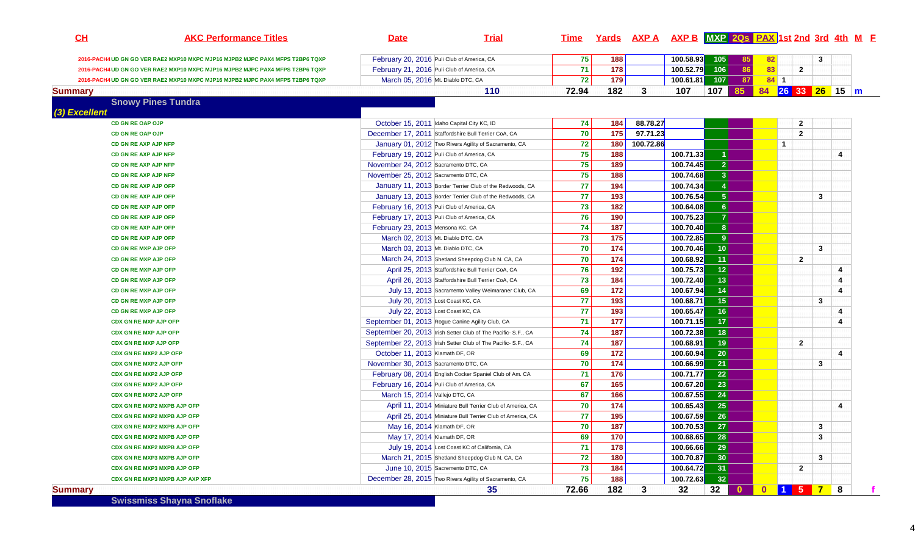| CH | AKC Performance Titles | Date | Trial | Time | Yards | AXP A | AXP B | MXP | 2Qs | PAX | 1st | 2nd | 3rd | 4th | M | F |
|---|---|---|---|---|---|---|---|---|---|---|---|---|---|---|---|---|
| | 2016-PACH4 UD GN GO VER RAE2 MXP10 MXPC MJP16 MJPB2 MJPC PAX4 MFPS T2BP6 TQXP | February 20, 2016 | Puli Club of America, CA | 75 | 188 | | 100.58.93 | 105 | 85 | 82 | | | 3 | | | |
| | 2016-PACH4 UD GN GO VER RAE2 MXP10 MXPC MJP16 MJPB2 MJPC PAX4 MFPS T2BP6 TQXP | February 21, 2016 | Puli Club of America, CA | 71 | 178 | | 100.52.79 | 106 | 86 | 83 | | 2 | | | | |
| | 2016-PACH4 UD GN GO VER RAE2 MXP10 MXPC MJP16 MJPB2 MJPC PAX4 MFPS T2BP6 TQXP | March 05, 2016 | Mt. Diablo DTC, CA | 72 | 179 | | 100.61.81 | 107 | 87 | 84 | 1 | | | | | |
| **Summary** | | | 110 | 72.94 | 182 | 3 | 107 | 107 | 85 | 84 | 26 | 33 | 26 | 15 | m | |
| | **Snowy Pines Tundra** | | | | | | | | | | | | | | | |
| *(3) Excellent* | | | | | | | | | | | | | | | | |
| | CD GN RE OAP OJP | October 15, 2011 | Idaho Capital City KC, ID | 74 | 184 | 88.78.27 | | | | | | 2 | | | | |
| | CD GN RE OAP OJP | December 17, 2011 | Staffordshire Bull Terrier CoA, CA | 70 | 175 | 97.71.23 | | | | | | 2 | | | | |
| | CD GN RE AXP AJP NFP | January 01, 2012 | Two Rivers Agility of Sacramento, CA | 72 | 180 | 100.72.86 | | | | | 1 | | | | | |
| | CD GN RE AXP AJP NFP | February 19, 2012 | Puli Club of America, CA | 75 | 188 | | 100.71.33 | 1 | | | | | | 4 | | |
| | CD GN RE AXP AJP NFP | November 24, 2012 | Sacramento DTC, CA | 75 | 189 | | 100.74.45 | 2 | | | | | | | | |
| | CD GN RE AXP AJP NFP | November 25, 2012 | Sacramento DTC, CA | 75 | 188 | | 100.74.68 | 3 | | | | | | | | |
| | CD GN RE AXP AJP OFP | January 11, 2013 | Border Terrier Club of the Redwoods, CA | 77 | 194 | | 100.74.34 | 4 | | | | | | | | |
| | CD GN RE AXP AJP OFP | January 13, 2013 | Border Terrier Club of the Redwoods, CA | 77 | 193 | | 100.76.54 | 5 | | | | | 3 | | | |
| | CD GN RE AXP AJP OFP | February 16, 2013 | Puli Club of America, CA | 73 | 182 | | 100.64.08 | 6 | | | | | | | | |
| | CD GN RE AXP AJP OFP | February 17, 2013 | Puli Club of America, CA | 76 | 190 | | 100.75.23 | 7 | | | | | | | | |
| | CD GN RE AXP AJP OFP | February 23, 2013 | Mensona KC, CA | 74 | 187 | | 100.70.40 | 8 | | | | | | | | |
| | CD GN RE AXP AJP OFP | March 02, 2013 | Mt. Diablo DTC, CA | 73 | 175 | | 100.72.85 | 9 | | | | | | | | |
| | CD GN RE MXP AJP OFP | March 03, 2013 | Mt. Diablo DTC, CA | 70 | 174 | | 100.70.46 | 10 | | | | | 3 | | | |
| | CD GN RE MXP AJP OFP | March 24, 2013 | Shetland Sheepdog Club N. CA, CA | 70 | 174 | | 100.68.92 | 11 | | | | 2 | | | | |
| | CD GN RE MXP AJP OFP | April 25, 2013 | Staffordshire Bull Terrier CoA, CA | 76 | 192 | | 100.75.73 | 12 | | | | | | 4 | | |
| | CD GN RE MXP AJP OFP | April 26, 2013 | Staffordshire Bull Terrier CoA, CA | 73 | 184 | | 100.72.40 | 13 | | | | | | 4 | | |
| | CD GN RE MXP AJP OFP | July 13, 2013 | Sacramento Valley Weimaraner Club, CA | 69 | 172 | | 100.67.94 | 14 | | | | | | 4 | | |
| | CD GN RE MXP AJP OFP | July 20, 2013 | Lost Coast KC, CA | 77 | 193 | | 100.68.71 | 15 | | | | | 3 | | | |
| | CD GN RE MXP AJP OFP | July 22, 2013 | Lost Coast KC, CA | 77 | 193 | | 100.65.47 | 16 | | | | | | 4 | | |
| | CDX GN RE MXP AJP OFP | September 01, 2013 | Rogue Canine Agility Club, CA | 71 | 177 | | 100.71.15 | 17 | | | | | | 4 | | |
| | CDX GN RE MXP AJP OFP | September 20, 2013 | Irish Setter Club of The Pacific- S.F., CA | 74 | 187 | | 100.72.38 | 18 | | | | | | | | |
| | CDX GN RE MXP AJP OFP | September 22, 2013 | Irish Setter Club of The Pacific- S.F., CA | 74 | 187 | | 100.68.91 | 19 | | | | 2 | | | | |
| | CDX GN RE MXP2 AJP OFP | October 11, 2013 | Klamath DF, OR | 69 | 172 | | 100.60.94 | 20 | | | | | | 4 | | |
| | CDX GN RE MXP2 AJP OFP | November 30, 2013 | Sacramento DTC, CA | 70 | 174 | | 100.66.99 | 21 | | | | | 3 | | | |
| | CDX GN RE MXP2 AJP OFP | February 08, 2014 | English Cocker Spaniel Club of Am. CA | 71 | 176 | | 100.71.77 | 22 | | | | | | | | |
| | CDX GN RE MXP2 AJP OFP | February 16, 2014 | Puli Club of America, CA | 67 | 165 | | 100.67.20 | 23 | | | | | | | | |
| | CDX GN RE MXP2 AJP OFP | March 15, 2014 | Vallejo DTC, CA | 67 | 166 | | 100.67.55 | 24 | | | | | | | | |
| | CDX GN RE MXP2 MXPB AJP OFP | April 11, 2014 | Miniature Bull Terrier Club of America, CA | 70 | 174 | | 100.65.43 | 25 | | | | | | 4 | | |
| | CDX GN RE MXP2 MXPB AJP OFP | April 25, 2014 | Miniature Bull Terrier Club of America, CA | 77 | 195 | | 100.67.59 | 26 | | | | | | | | |
| | CDX GN RE MXP2 MXPB AJP OFP | May 16, 2014 | Klamath DF, OR | 70 | 187 | | 100.70.53 | 27 | | | | | 3 | | | |
| | CDX GN RE MXP2 MXPB AJP OFP | May 17, 2014 | Klamath DF, OR | 69 | 170 | | 100.68.65 | 28 | | | | | 3 | | | |
| | CDX GN RE MXP2 MXPB AJP OFP | July 19, 2014 | Lost Coast KC of California, CA | 71 | 178 | | 100.66.66 | 29 | | | | | | | | |
| | CDX GN RE MXP3 MXPB AJP OFP | March 21, 2015 | Shetland Sheepdog Club N. CA, CA | 72 | 180 | | 100.70.87 | 30 | | | | | 3 | | | |
| | CDX GN RE MXP3 MXPB AJP OFP | June 10, 2015 | Sacramento DTC, CA | 73 | 184 | | 100.64.72 | 31 | | | | 2 | | | | |
| | CDX GN RE MXP3 MXPB AJP AXP XFP | December 28, 2015 | Two Rivers Agility of Sacramento, CA | 75 | 188 | | 100.72.63 | 32 | | | | | | | | |
| **Summary** | | | 35 | 72.66 | 182 | 3 | 32 | 32 | 0 | 0 | 1 | 5 | 7 | 8 | | f |
| | **Swissmiss Shayna Snoflake** | | | | | | | | | | | | | | | |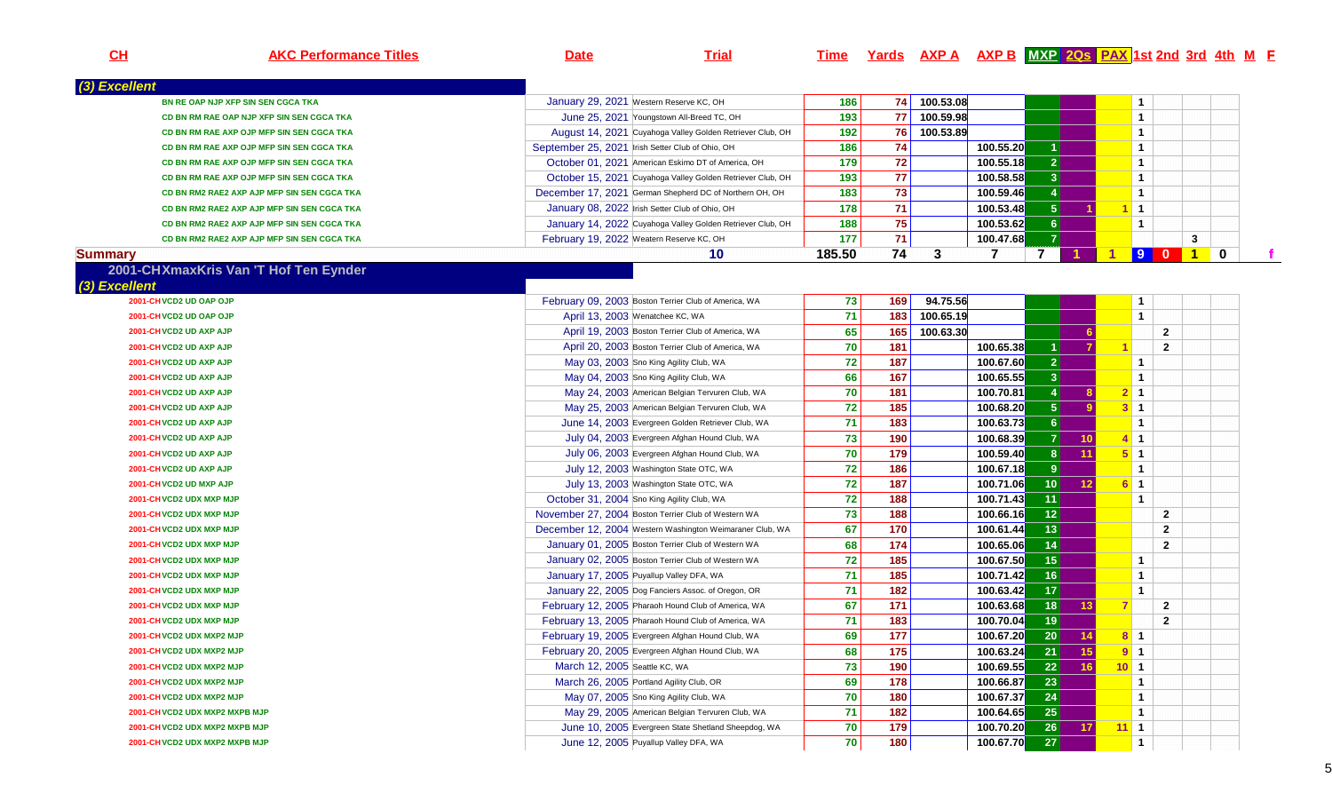| CH | AKC Performance Titles | Date | Trial | Time | Yards | AXP A | AXP B | MXP | 2Qs | PAX | 1st | 2nd | 3rd | 4th | M | F |
|---|---|---|---|---|---|---|---|---|---|---|---|---|---|---|---|---|
| ***(3) Excellent*** | | | | | | | | | | | | | | | | |
| | BN RE OAP NJP XFP SIN SEN CGCA TKA | January 29, 2021 | Western Reserve KC, OH | 186 | 74 | 100.53.08 | | | | | 1 | | | | | |
| | CD BN RM RAE OAP NJP XFP SIN SEN CGCA TKA | June 25, 2021 | Youngstown All-Breed TC, OH | 193 | 77 | 100.59.98 | | | | | 1 | | | | | |
| | CD BN RM RAE AXP OJP MFP SIN SEN CGCA TKA | August 14, 2021 | Cuyahoga Valley Golden Retriever Club, OH | 192 | 76 | 100.53.89 | | | | | 1 | | | | | |
| | CD BN RM RAE AXP OJP MFP SIN SEN CGCA TKA | September 25, 2021 | Irish Setter Club of Ohio, OH | 186 | 74 | | 100.55.20 | 1 | | | 1 | | | | | |
| | CD BN RM RAE AXP OJP MFP SIN SEN CGCA TKA | October 01, 2021 | American Eskimo DT of America, OH | 179 | 72 | | 100.55.18 | 2 | | | 1 | | | | | |
| | CD BN RM RAE AXP OJP MFP SIN SEN CGCA TKA | October 15, 2021 | Cuyahoga Valley Golden Retriever Club, OH | 193 | 77 | | 100.58.58 | 3 | | | 1 | | | | | |
| | CD BN RM2 RAE2 AXP AJP MFP SIN SEN CGCA TKA | December 17, 2021 | German Shepherd DC of Northern OH, OH | 183 | 73 | | 100.59.46 | 4 | | | 1 | | | | | |
| | CD BN RM2 RAE2 AXP AJP MFP SIN SEN CGCA TKA | January 08, 2022 | Irish Setter Club of Ohio, OH | 178 | 71 | | 100.53.48 | 5 | 1 | 1 | 1 | | | | | |
| | CD BN RM2 RAE2 AXP AJP MFP SIN SEN CGCA TKA | January 14, 2022 | Cuyahoga Valley Golden Retriever Club, OH | 188 | 75 | | 100.53.62 | 6 | | | 1 | | | | | |
| | CD BN RM2 RAE2 AXP AJP MFP SIN SEN CGCA TKA | February 19, 2022 | Western Reserve KC, OH | 177 | 71 | | 100.47.68 | 7 | | | | | 3 | | | |
| **Summary** | | | **10** | **185.50** | **74** | **3** | **7** | **7** | **1** | **1** | **9** | **0** | **1** | **0** | | **f** |
| **2001-CHXmaxKris Van 'T Hof Ten Eynder** | | | | | | | | | | | | | | | | |
| ***(3) Excellent*** | | | | | | | | | | | | | | | | |
| | 2001-CH VCD2 UD OAP OJP | February 09, 2003 | Boston Terrier Club of America, WA | 73 | 169 | 94.75.56 | | | | | 1 | | | | | |
| | 2001-CH VCD2 UD OAP OJP | April 13, 2003 | Wenatchee KC, WA | 71 | 183 | 100.65.19 | | | | | 1 | | | | | |
| | 2001-CH VCD2 UD AXP AJP | April 19, 2003 | Boston Terrier Club of America, WA | 65 | 165 | 100.63.30 | | | 6 | | | 2 | | | | |
| | 2001-CH VCD2 UD AXP AJP | April 20, 2003 | Boston Terrier Club of America, WA | 70 | 181 | | 100.65.38 | 1 | 7 | 1 | | 2 | | | | |
| | 2001-CH VCD2 UD AXP AJP | May 03, 2003 | Sno King Agility Club, WA | 72 | 187 | | 100.67.60 | 2 | | | 1 | | | | | |
| | 2001-CH VCD2 UD AXP AJP | May 04, 2003 | Sno King Agility Club, WA | 66 | 167 | | 100.65.55 | 3 | | | 1 | | | | | |
| | 2001-CH VCD2 UD AXP AJP | May 24, 2003 | American Belgian Tervuren Club, WA | 70 | 181 | | 100.70.81 | 4 | 8 | 2 | 1 | | | | | |
| | 2001-CH VCD2 UD AXP AJP | May 25, 2003 | American Belgian Tervuren Club, WA | 72 | 185 | | 100.68.20 | 5 | 9 | 3 | 1 | | | | | |
| | 2001-CH VCD2 UD AXP AJP | June 14, 2003 | Evergreen Golden Retriever Club, WA | 71 | 183 | | 100.63.73 | 6 | | | 1 | | | | | |
| | 2001-CH VCD2 UD AXP AJP | July 04, 2003 | Evergreen Afghan Hound Club, WA | 73 | 190 | | 100.68.39 | 7 | 10 | 4 | 1 | | | | | |
| | 2001-CH VCD2 UD AXP AJP | July 06, 2003 | Evergreen Afghan Hound Club, WA | 70 | 179 | | 100.59.40 | 8 | 11 | 5 | 1 | | | | | |
| | 2001-CH VCD2 UD AXP AJP | July 12, 2003 | Washington State OTC, WA | 72 | 186 | | 100.67.18 | 9 | | | 1 | | | | | |
| | 2001-CH VCD2 UD MXP AJP | July 13, 2003 | Washington State OTC, WA | 72 | 187 | | 100.71.06 | 10 | 12 | 6 | 1 | | | | | |
| | 2001-CH VCD2 UDX MXP MJP | October 31, 2004 | Sno King Agility Club, WA | 72 | 188 | | 100.71.43 | 11 | | | 1 | | | | | |
| | 2001-CH VCD2 UDX MXP MJP | November 27, 2004 | Boston Terrier Club of Western WA | 73 | 188 | | 100.66.16 | 12 | | | | 2 | | | | |
| | 2001-CH VCD2 UDX MXP MJP | December 12, 2004 | Western Washington Weimaraner Club, WA | 67 | 170 | | 100.61.44 | 13 | | | | 2 | | | | |
| | 2001-CH VCD2 UDX MXP MJP | January 01, 2005 | Boston Terrier Club of Western WA | 68 | 174 | | 100.65.06 | 14 | | | | 2 | | | | |
| | 2001-CH VCD2 UDX MXP MJP | January 02, 2005 | Boston Terrier Club of Western WA | 72 | 185 | | 100.67.50 | 15 | | | 1 | | | | | |
| | 2001-CH VCD2 UDX MXP MJP | January 17, 2005 | Puyallup Valley DFA, WA | 71 | 185 | | 100.71.42 | 16 | | | 1 | | | | | |
| | 2001-CH VCD2 UDX MXP MJP | January 22, 2005 | Dog Fanciers Assoc. of Oregon, OR | 71 | 182 | | 100.63.42 | 17 | | | 1 | | | | | |
| | 2001-CH VCD2 UDX MXP MJP | February 12, 2005 | Pharaoh Hound Club of America, WA | 67 | 171 | | 100.63.68 | 18 | 13 | 7 | | 2 | | | | |
| | 2001-CH VCD2 UDX MXP MJP | February 13, 2005 | Pharaoh Hound Club of America, WA | 71 | 183 | | 100.70.04 | 19 | | | | 2 | | | | |
| | 2001-CH VCD2 UDX MXP2 MJP | February 19, 2005 | Evergreen Afghan Hound Club, WA | 69 | 177 | | 100.67.20 | 20 | 14 | 8 | 1 | | | | | |
| | 2001-CH VCD2 UDX MXP2 MJP | February 20, 2005 | Evergreen Afghan Hound Club, WA | 68 | 175 | | 100.63.24 | 21 | 15 | 9 | 1 | | | | | |
| | 2001-CH VCD2 UDX MXP2 MJP | March 12, 2005 | Seattle KC, WA | 73 | 190 | | 100.69.55 | 22 | 16 | 10 | 1 | | | | | |
| | 2001-CH VCD2 UDX MXP2 MJP | March 26, 2005 | Portland Agility Club, OR | 69 | 178 | | 100.66.87 | 23 | | | 1 | | | | | |
| | 2001-CH VCD2 UDX MXP2 MJP | May 07, 2005 | Sno King Agility Club, WA | 70 | 180 | | 100.67.37 | 24 | | | 1 | | | | | |
| | 2001-CH VCD2 UDX MXP2 MXPB MJP | May 29, 2005 | American Belgian Tervuren Club, WA | 71 | 182 | | 100.64.65 | 25 | | | 1 | | | | | |
| | 2001-CH VCD2 UDX MXP2 MXPB MJP | June 10, 2005 | Evergreen State Shetland Sheepdog, WA | 70 | 179 | | 100.70.20 | 26 | 17 | 11 | 1 | | | | | |
| | 2001-CH VCD2 UDX MXP2 MXPB MJP | June 12, 2005 | Puyallup Valley DFA, WA | 70 | 180 | | 100.67.70 | 27 | | | 1 | | | | | |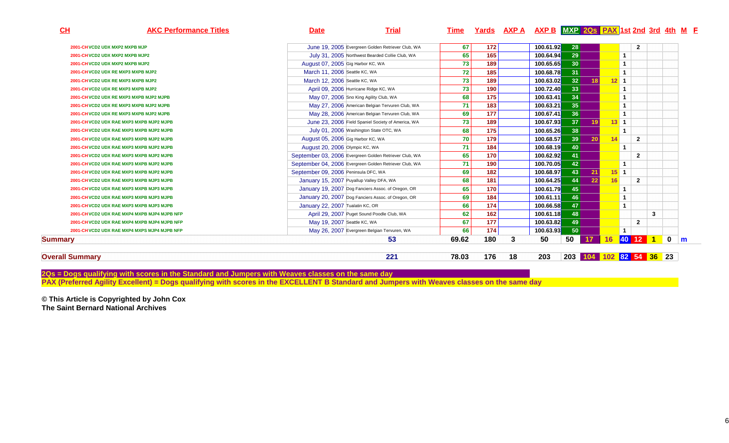| CH | AKC Performance Titles | Date | Trial | Time | Yards | AXP A | AXP B | MXP | 2Qs | PAX | 1st | 2nd | 3rd | 4th | M | F |
|---|---|---|---|---|---|---|---|---|---|---|---|---|---|---|---|---|
| 2001-CH | VCD2 UDX MXP2 MXPB MJP | June 19, 2005 | Evergreen Golden Retriever Club, WA | 67 | 172 | | 100.61.92 | 28 | | | | 2 | | | | |
| 2001-CH | VCD2 UDX MXP2 MXPB MJP2 | July 31, 2005 | Northwest Bearded Collie Club, WA | 65 | 165 | | 100.64.94 | 29 | | | 1 | | | | | |
| 2001-CH | VCD2 UDX MXP2 MXPB MJP2 | August 07, 2005 | Gig Harbor KC, WA | 73 | 189 | | 100.65.65 | 30 | | | 1 | | | | | |
| 2001-CH | VCD2 UDX RE MXP3 MXPB MJP2 | March 11, 2006 | Seattle KC, WA | 72 | 185 | | 100.68.78 | 31 | | | 1 | | | | | |
| 2001-CH | VCD2 UDX RE MXP3 MXPB MJP2 | March 12, 2006 | Seattle KC, WA | 73 | 189 | | 100.63.02 | 32 | 18 | 12 | 1 | | | | | |
| 2001-CH | VCD2 UDX RE MXP3 MXPB MJP2 | April 09, 2006 | Hurricane Ridge KC, WA | 73 | 190 | | 100.72.40 | 33 | | | 1 | | | | | |
| 2001-CH | VCD2 UDX RE MXP3 MXPB MJP2 MJPB | May 07, 2006 | Sno King Agility Club, WA | 68 | 175 | | 100.63.41 | 34 | | | 1 | | | | | |
| 2001-CH | VCD2 UDX RE MXP3 MXPB MJP2 MJPB | May 27, 2006 | American Belgian Tervuren Club, WA | 71 | 183 | | 100.63.21 | 35 | | | 1 | | | | | |
| 2001-CH | VCD2 UDX RE MXP3 MXPB MJP2 MJPB | May 28, 2006 | American Belgian Tervuren Club, WA | 69 | 177 | | 100.67.41 | 36 | | | 1 | | | | | |
| 2001-CH | VCD2 UDX RAE MXP3 MXPB MJP2 MJPB | June 23, 2006 | Field Spaniel Society of America, WA | 73 | 189 | | 100.67.93 | 37 | 19 | 13 | 1 | | | | | |
| 2001-CH | VCD2 UDX RAE MXP3 MXPB MJP2 MJPB | July 01, 2006 | Washington State OTC, WA | 68 | 175 | | 100.65.26 | 38 | | | 1 | | | | | |
| 2001-CH | VCD2 UDX RAE MXP3 MXPB MJP2 MJPB | August 05, 2006 | Gig Harbor KC, WA | 70 | 179 | | 100.68.57 | 39 | 20 | 14 | | 2 | | | | |
| 2001-CH | VCD2 UDX RAE MXP3 MXPB MJP2 MJPB | August 20, 2006 | Olympic KC, WA | 71 | 184 | | 100.68.19 | 40 | | | 1 | | | | | |
| 2001-CH | VCD2 UDX RAE MXP3 MXPB MJP2 MJPB | September 03, 2006 | Evergreen Golden Retriever Club, WA | 65 | 170 | | 100.62.92 | 41 | | | | 2 | | | | |
| 2001-CH | VCD2 UDX RAE MXP3 MXPB MJP2 MJPB | September 04, 2006 | Evergreen Golden Retriever Club, WA | 71 | 190 | | 100.70.05 | 42 | | | 1 | | | | | |
| 2001-CH | VCD2 UDX RAE MXP3 MXPB MJP2 MJPB | September 09, 2006 | Peninsula DFC, WA | 69 | 182 | | 100.68.97 | 43 | 21 | 15 | 1 | | | | | |
| 2001-CH | VCD2 UDX RAE MXP3 MXPB MJP3 MJPB | January 15, 2007 | Puyallup Valley DFA, WA | 68 | 181 | | 100.64.25 | 44 | 22 | 16 | | 2 | | | | |
| 2001-CH | VCD2 UDX RAE MXP3 MXPB MJP3 MJPB | January 19, 2007 | Dog Fanciers Assoc. of Oregon, OR | 65 | 170 | | 100.61.79 | 45 | | | 1 | | | | | |
| 2001-CH | VCD2 UDX RAE MXP3 MXPB MJP3 MJPB | January 20, 2007 | Dog Fanciers Assoc. of Oregon, OR | 69 | 184 | | 100.61.11 | 46 | | | 1 | | | | | |
| 2001-CH | VCD2 UDX RAE MXP3 MXPB MJP3 MJPB | January 22, 2007 | Tualatin KC, OR | 66 | 174 | | 100.66.58 | 47 | | | 1 | | | | | |
| 2001-CH | VCD2 UDX RAE MXP4 MXPB MJP4 MJPB NFP | April 29, 2007 | Puget Sound Poodle Club, WA | 62 | 162 | | 100.61.18 | 48 | | | | | 3 | | | |
| 2001-CH | VCD2 UDX RAE MXP4 MXPB MJP4 MJPB NFP | May 19, 2007 | Seattle KC, WA | 67 | 177 | | 100.63.82 | 49 | | | | 2 | | | | |
| 2001-CH | VCD2 UDX RAE MXP4 MXPS MJP4 MJPB NFP | May 26, 2007 | Evergreen Belgian Tervuren, WA | 66 | 174 | | 100.63.93 | 50 | | | 1 | | | | | |
| **Summary** | | | 53 | 69.62 | 180 | 3 | 50 | 50 | 17 | 16 | 40 | 12 | 1 | 0 | m | |
| **Overall Summary** | | | 221 | 78.03 | 176 | 18 | 203 | 203 | 104 | 102 | 82 | 54 | 36 | 23 | | |

**2Qs = Dogs qualifying with scores in the Standard and Jumpers with Weaves classes on the same day**

**PAX (Preferred Agility Excellent) = Dogs qualifying with scores in the EXCELLENT B Standard and Jumpers with Weaves classes on the same day**

**© This Article is Copyrighted by John Cox**
**The Saint Bernard National Archives**